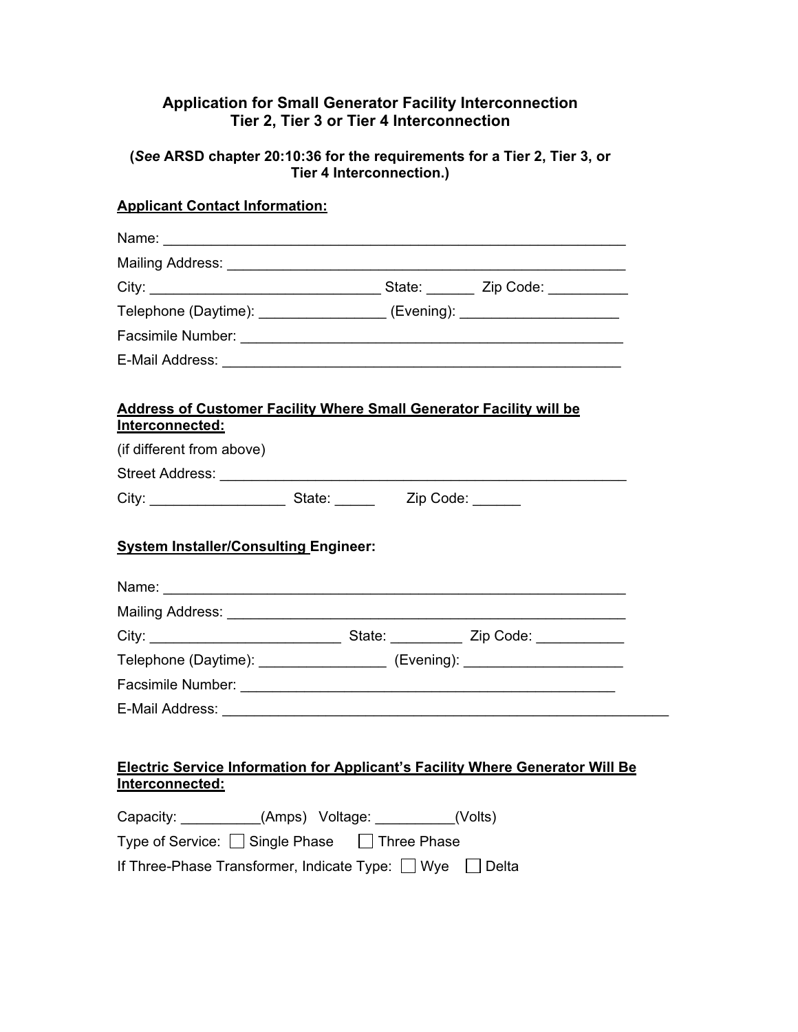# Application for Small Generator Facility Interconnection
# Tier 2, Tier 3 or Tier 4 Interconnection

**(*See* ARSD chapter 20:10:36 for the requirements for a Tier 2, Tier 3, or Tier 4 Interconnection.)**

**Applicant Contact Information:**

Name: ___________________________________________________________

Mailing Address: _____________________________________________________

City: _____________________________ State: ______ Zip Code: __________

Telephone (Daytime): ________________ (Evening): ____________________

Facsimile Number: ___________________________________________________

E-Mail Address: _____________________________________________________

**Address of Customer Facility Where Small Generator Facility will be Interconnected:**

(if different from above)

Street Address: _____________________________________________________

City: _________________ State: _____ Zip Code: ______

**System Installer/Consulting Engineer:**

Name: ___________________________________________________________

Mailing Address: _____________________________________________________

City: ________________________ State: _________ Zip Code: ___________

Telephone (Daytime): ________________ (Evening): ____________________

Facsimile Number: ___________________________________________________

E-Mail Address: ____________________________________________________________

**Electric Service Information for Applicant's Facility Where Generator Will Be Interconnected:**

Capacity: __________(Amps) Voltage: __________(Volts)

Type of Service: ☐ Single Phase ☐ Three Phase

If Three-Phase Transformer, Indicate Type: ☐ Wye ☐ Delta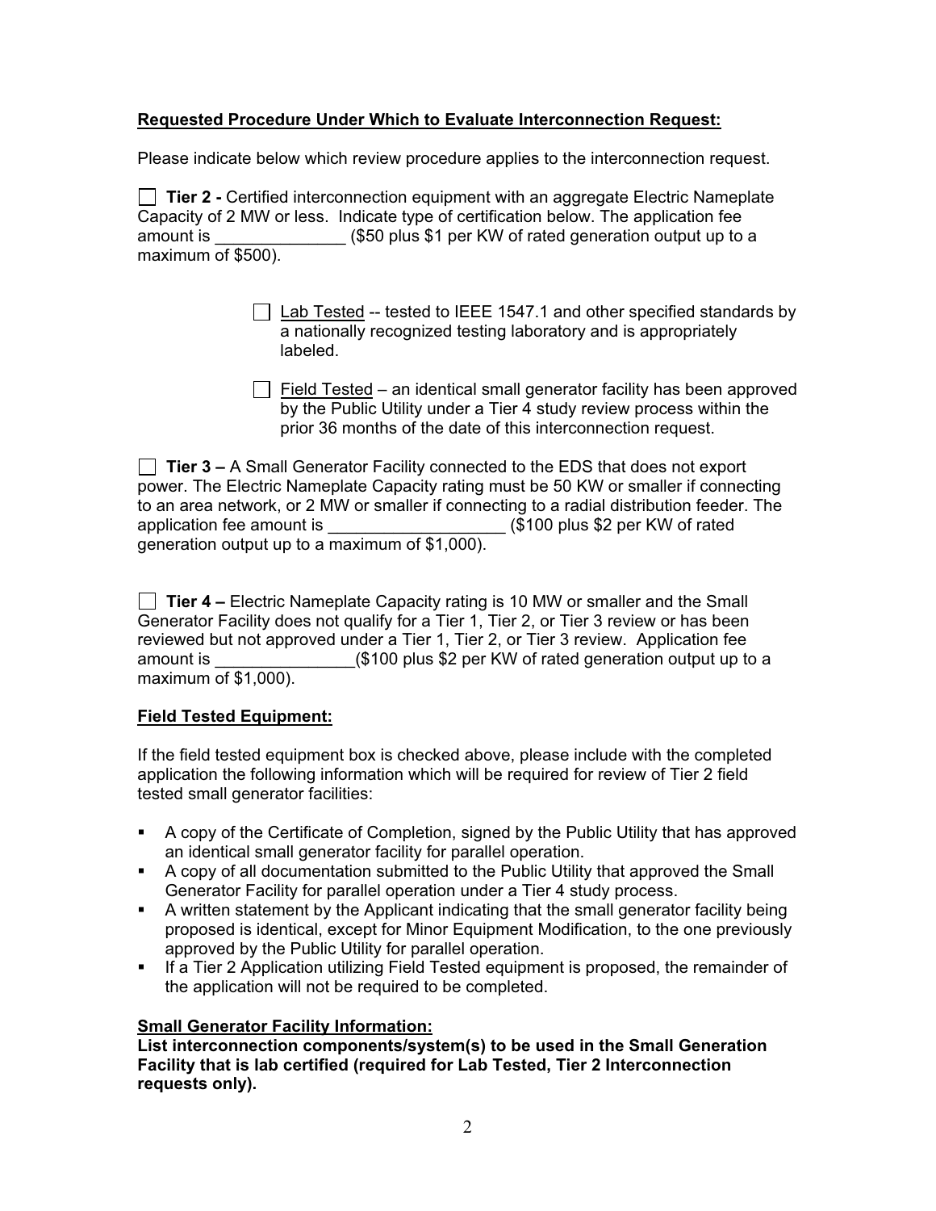**Requested Procedure Under Which to Evaluate Interconnection Request:**

Please indicate below which review procedure applies to the interconnection request.

☐ **Tier 2 -** Certified interconnection equipment with an aggregate Electric Nameplate Capacity of 2 MW or less. Indicate type of certification below. The application fee amount is ______________ ($50 plus $1 per KW of rated generation output up to a maximum of $500).

> ☐ Lab Tested -- tested to IEEE 1547.1 and other specified standards by a nationally recognized testing laboratory and is appropriately labeled.
>
> ☐ Field Tested – an identical small generator facility has been approved by the Public Utility under a Tier 4 study review process within the prior 36 months of the date of this interconnection request.

☐ **Tier 3 –** A Small Generator Facility connected to the EDS that does not export power. The Electric Nameplate Capacity rating must be 50 KW or smaller if connecting to an area network, or 2 MW or smaller if connecting to a radial distribution feeder. The application fee amount is ___________________ ($100 plus $2 per KW of rated generation output up to a maximum of $1,000).

☐ **Tier 4 –** Electric Nameplate Capacity rating is 10 MW or smaller and the Small Generator Facility does not qualify for a Tier 1, Tier 2, or Tier 3 review or has been reviewed but not approved under a Tier 1, Tier 2, or Tier 3 review. Application fee amount is _______________($100 plus $2 per KW of rated generation output up to a maximum of $1,000).

**Field Tested Equipment:**

If the field tested equipment box is checked above, please include with the completed application the following information which will be required for review of Tier 2 field tested small generator facilities:

- A copy of the Certificate of Completion, signed by the Public Utility that has approved an identical small generator facility for parallel operation.
- A copy of all documentation submitted to the Public Utility that approved the Small Generator Facility for parallel operation under a Tier 4 study process.
- A written statement by the Applicant indicating that the small generator facility being proposed is identical, except for Minor Equipment Modification, to the one previously approved by the Public Utility for parallel operation.
- If a Tier 2 Application utilizing Field Tested equipment is proposed, the remainder of the application will not be required to be completed.

**Small Generator Facility Information:**

**List interconnection components/system(s) to be used in the Small Generation Facility that is lab certified (required for Lab Tested, Tier 2 Interconnection requests only).**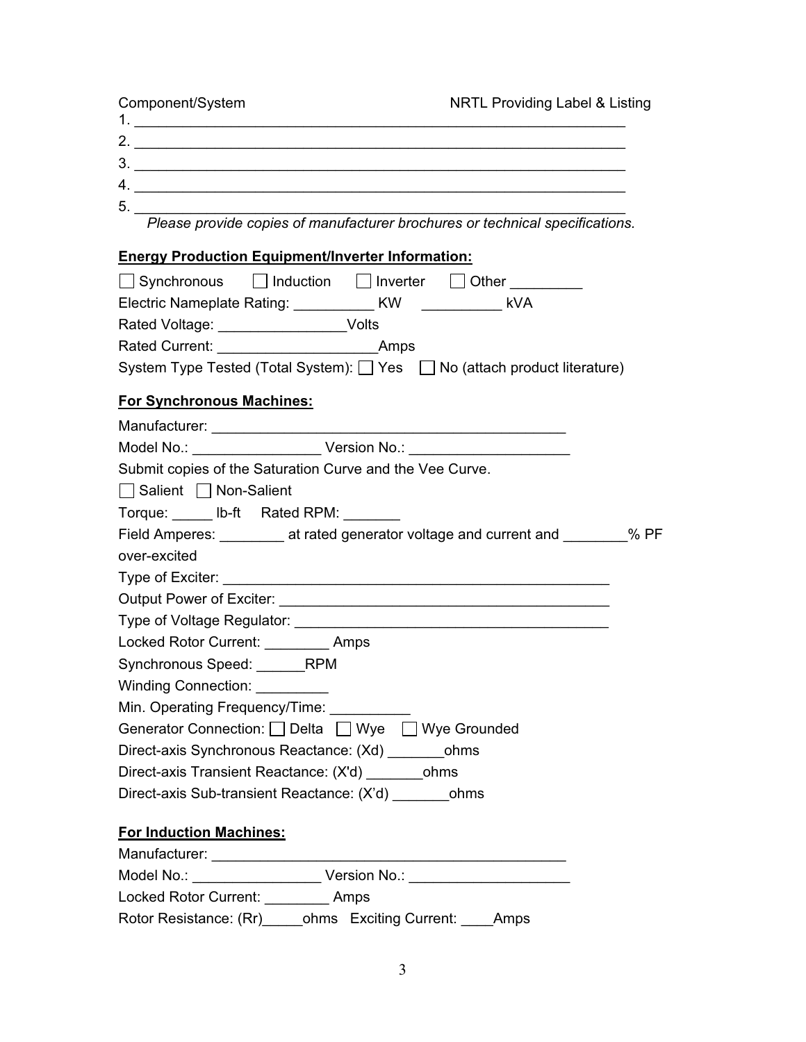Component/System NRTL Providing Label & Listing

1. ____________________________________________________________
2. ____________________________________________________________
3. ____________________________________________________________
4. ____________________________________________________________
5. ____________________________________________________________

*Please provide copies of manufacturer brochures or technical specifications.*

**Energy Production Equipment/Inverter Information:**

☐ Synchronous ☐ Induction ☐ Inverter ☐ Other _________

Electric Nameplate Rating: __________ KW __________ kVA

Rated Voltage: ________________Volts

Rated Current: ____________________Amps

System Type Tested (Total System): ☐ Yes ☐ No (attach product literature)

**For Synchronous Machines:**

Manufacturer: _____________________________________________

Model No.: ________________ Version No.: ____________________

Submit copies of the Saturation Curve and the Vee Curve.

☐ Salient ☐ Non-Salient

Torque: _____ lb-ft Rated RPM: _______

Field Amperes: ________ at rated generator voltage and current and ________% PF over-excited

Type of Exciter: ________________________________________________

Output Power of Exciter: __________________________________________

Type of Voltage Regulator: ________________________________________

Locked Rotor Current: ________ Amps

Synchronous Speed: ______RPM

Winding Connection: _________

Min. Operating Frequency/Time: __________

Generator Connection: ☐ Delta ☐ Wye ☐ Wye Grounded

Direct-axis Synchronous Reactance: (Xd) _______ohms

Direct-axis Transient Reactance: (X'd) _______ohms

Direct-axis Sub-transient Reactance: (X'd) _______ohms

**For Induction Machines:**

Manufacturer: _____________________________________________

Model No.: ________________ Version No.: ____________________

Locked Rotor Current: ________ Amps

Rotor Resistance: (Rr)_____ohms Exciting Current: ____Amps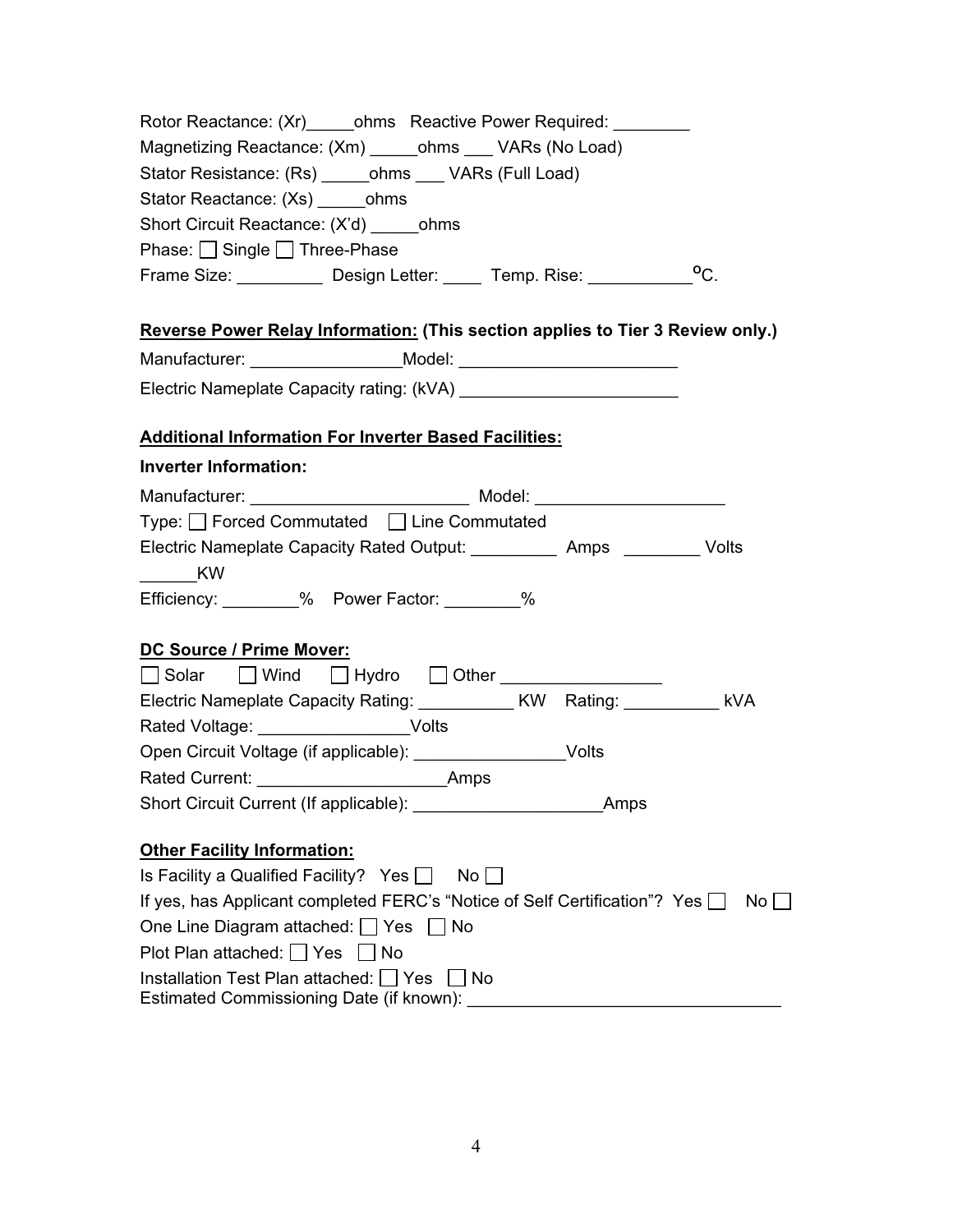Rotor Reactance: (Xr)_____ohms   Reactive Power Required: ________

Magnetizing Reactance: (Xm) _____ohms ___ VARs (No Load)

Stator Resistance: (Rs) _____ohms ___ VARs (Full Load)

Stator Reactance: (Xs) _____ohms

Short Circuit Reactance: (X'd) _____ohms

Phase: ☐ Single ☐ Three-Phase

Frame Size: _________ Design Letter: ____ Temp. Rise: ___________ °C.

**Reverse Power Relay Information: (This section applies to Tier 3 Review only.)**

Manufacturer: ________________Model: _______________________

Electric Nameplate Capacity rating: (kVA) _______________________

**Additional Information For Inverter Based Facilities:**

**Inverter Information:**

Manufacturer: _______________________ Model: ____________________

Type: ☐ Forced Commutated ☐ Line Commutated

Electric Nameplate Capacity Rated Output: _________ Amps ________ Volts ______KW

Efficiency: ________% Power Factor: ________%

**DC Source / Prime Mover:**

☐ Solar ☐ Wind ☐ Hydro ☐ Other _________________

Electric Nameplate Capacity Rating: __________ KW Rating: __________ kVA

Rated Voltage: ________________Volts

Open Circuit Voltage (if applicable): ________________Volts

Rated Current: ____________________Amps

Short Circuit Current (If applicable): ____________________Amps

**Other Facility Information:**

Is Facility a Qualified Facility? Yes ☐ No ☐

If yes, has Applicant completed FERC's "Notice of Self Certification"? Yes ☐ No ☐

One Line Diagram attached: ☐ Yes ☐ No

Plot Plan attached: ☐ Yes ☐ No

Installation Test Plan attached: ☐ Yes ☐ No

Estimated Commissioning Date (if known): ________________________________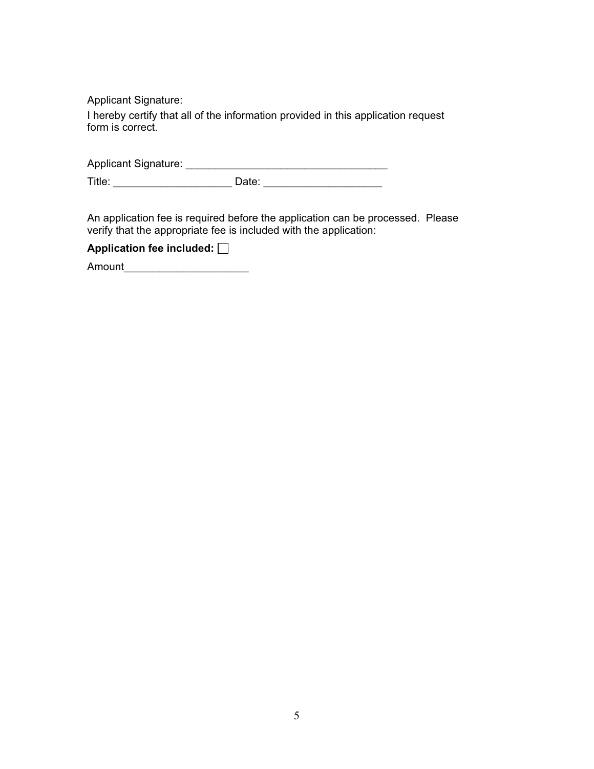Applicant Signature:

I hereby certify that all of the information provided in this application request form is correct.

Applicant Signature: ___________________________________

Title: ____________________ Date: ____________________

An application fee is required before the application can be processed. Please verify that the appropriate fee is included with the application:

**Application fee included:** ☐

Amount_____________________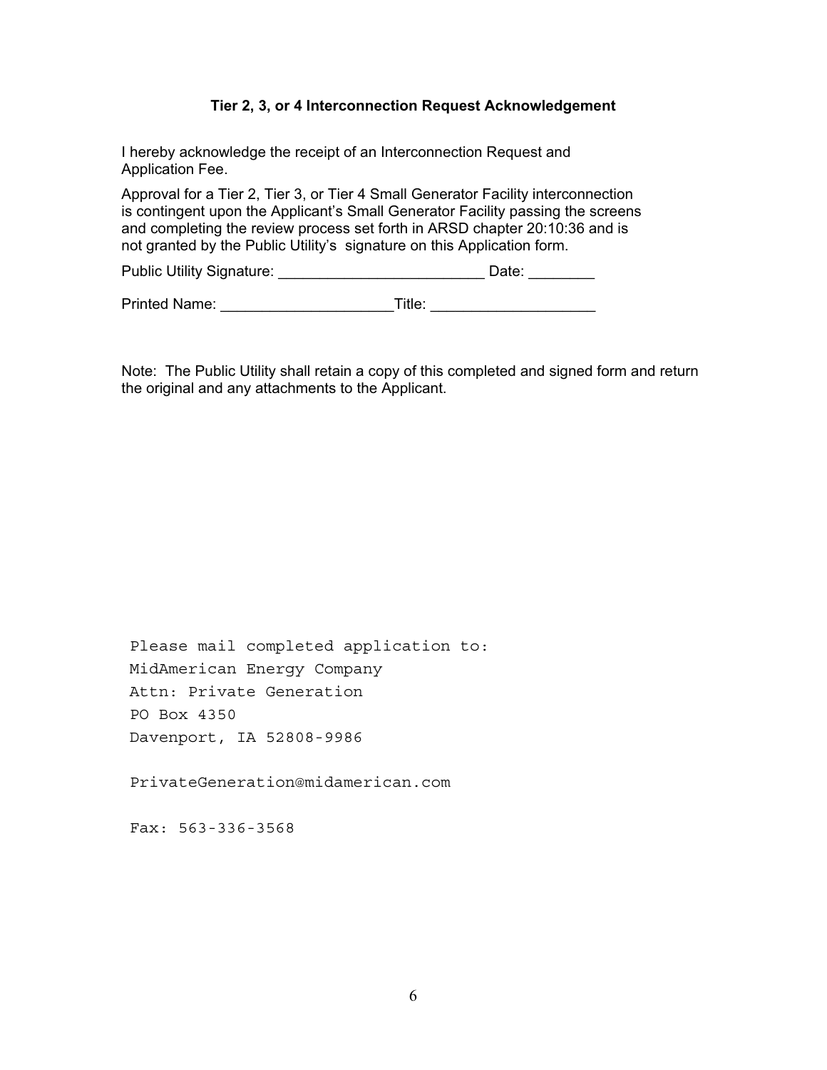**Tier 2, 3, or 4 Interconnection Request Acknowledgement**

I hereby acknowledge the receipt of an Interconnection Request and Application Fee.

Approval for a Tier 2, Tier 3, or Tier 4 Small Generator Facility interconnection is contingent upon the Applicant's Small Generator Facility passing the screens and completing the review process set forth in ARSD chapter 20:10:36 and is not granted by the Public Utility's signature on this Application form.

Public Utility Signature: _________________________ Date: ________

Printed Name: ____________________Title: ___________________

Note: The Public Utility shall retain a copy of this completed and signed form and return the original and any attachments to the Applicant.

Please mail completed application to:
MidAmerican Energy Company
Attn: Private Generation
PO Box 4350
Davenport, IA 52808-9986

PrivateGeneration@midamerican.com

Fax: 563-336-3568